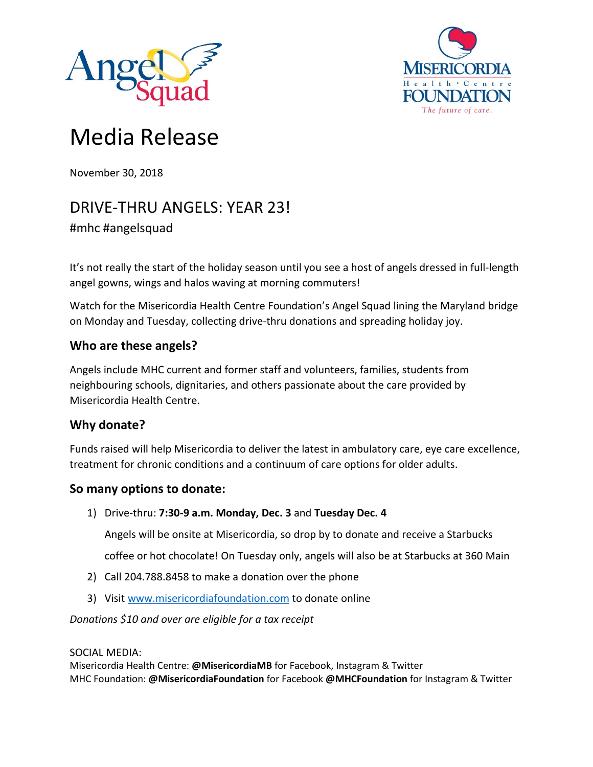# Media Release

November 30, 2018

## DRIVE-THRU ANGELS: YEAR 23!

#mhc #angelsquad

It's not really the start of the holiday season until you see a host of angels dressed in full-length angel gowns, wings and halos waving at morning commuters!

Watch for the Misericordia Health Centre Foundation's Angel Squad lining the Maryland bridge on Monday and Tuesday, collecting drive-thru donations and spreading holiday joy.

### Who are these angels?

Angels include MHC current and former staff and volunteers, families, students from neighbouring schools, dignitaries, and others passionate about the care provided by Misericordia Health Centre.

### Why donate?

Funds raised will help Misericordia to deliver the latest in ambulatory care, eye care excellence, treatment for chronic conditions and a continuum of care options for older adults.

### So many options to donate:

1) Drive-thru: **7:30-9 a.m. Monday, Dec. 3** and **Tuesday Dec. 4**

   Angels will be onsite at Misericordia, so drop by to donate and receive a Starbucks coffee or hot chocolate! On Tuesday only, angels will also be at Starbucks at 360 Main

2) Call 204.788.8458 to make a donation over the phone
3) Visit www.misericordiafoundation.com to donate online

*Donations $10 and over are eligible for a tax receipt*

SOCIAL MEDIA:
Misericordia Health Centre: **@MisericordiaMB** for Facebook, Instagram & Twitter
MHC Foundation: **@MisericordiaFoundation** for Facebook **@MHCFoundation** for Instagram & Twitter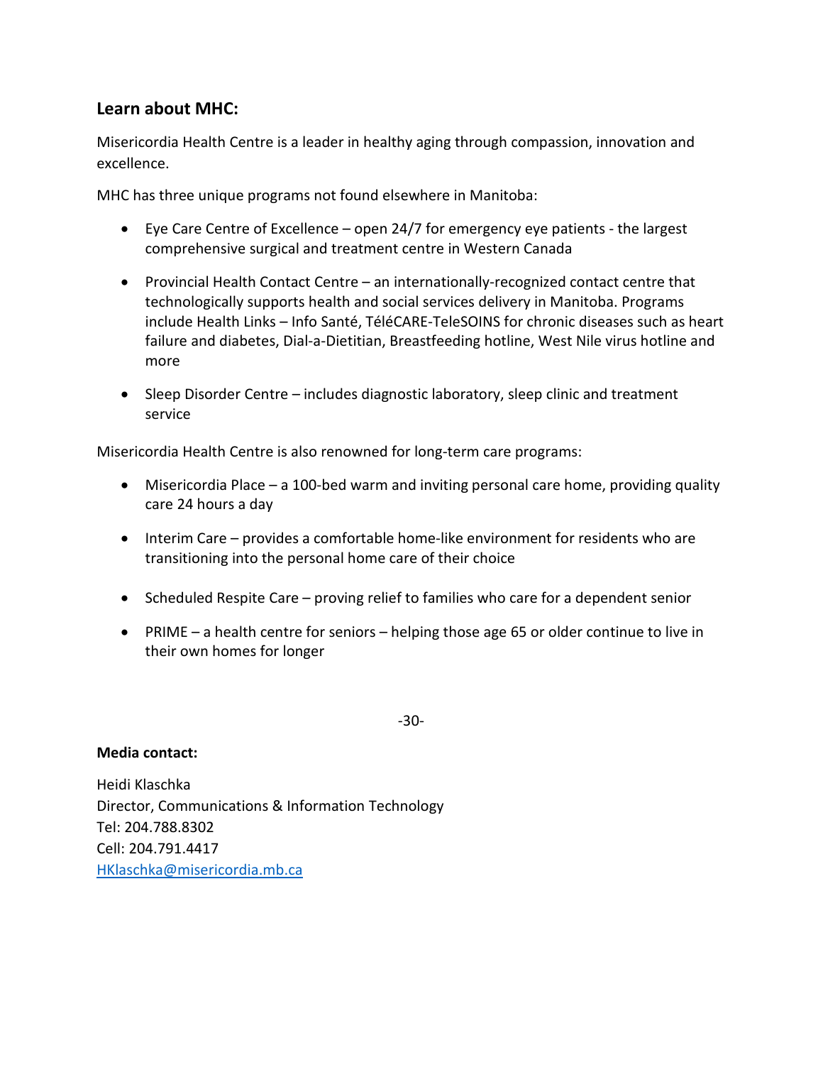## Learn about MHC:

Misericordia Health Centre is a leader in healthy aging through compassion, innovation and excellence.

MHC has three unique programs not found elsewhere in Manitoba:

- Eye Care Centre of Excellence – open 24/7 for emergency eye patients - the largest comprehensive surgical and treatment centre in Western Canada
- Provincial Health Contact Centre – an internationally-recognized contact centre that technologically supports health and social services delivery in Manitoba. Programs include Health Links – Info Santé, TéléCARE-TeleSOINS for chronic diseases such as heart failure and diabetes, Dial-a-Dietitian, Breastfeeding hotline, West Nile virus hotline and more
- Sleep Disorder Centre – includes diagnostic laboratory, sleep clinic and treatment service

Misericordia Health Centre is also renowned for long-term care programs:

- Misericordia Place – a 100-bed warm and inviting personal care home, providing quality care 24 hours a day
- Interim Care – provides a comfortable home-like environment for residents who are transitioning into the personal home care of their choice
- Scheduled Respite Care – proving relief to families who care for a dependent senior
- PRIME – a health centre for seniors – helping those age 65 or older continue to live in their own homes for longer

-30-

**Media contact:**

Heidi Klaschka
Director, Communications & Information Technology
Tel: 204.788.8302
Cell: 204.791.4417
HKlaschka@misericordia.mb.ca